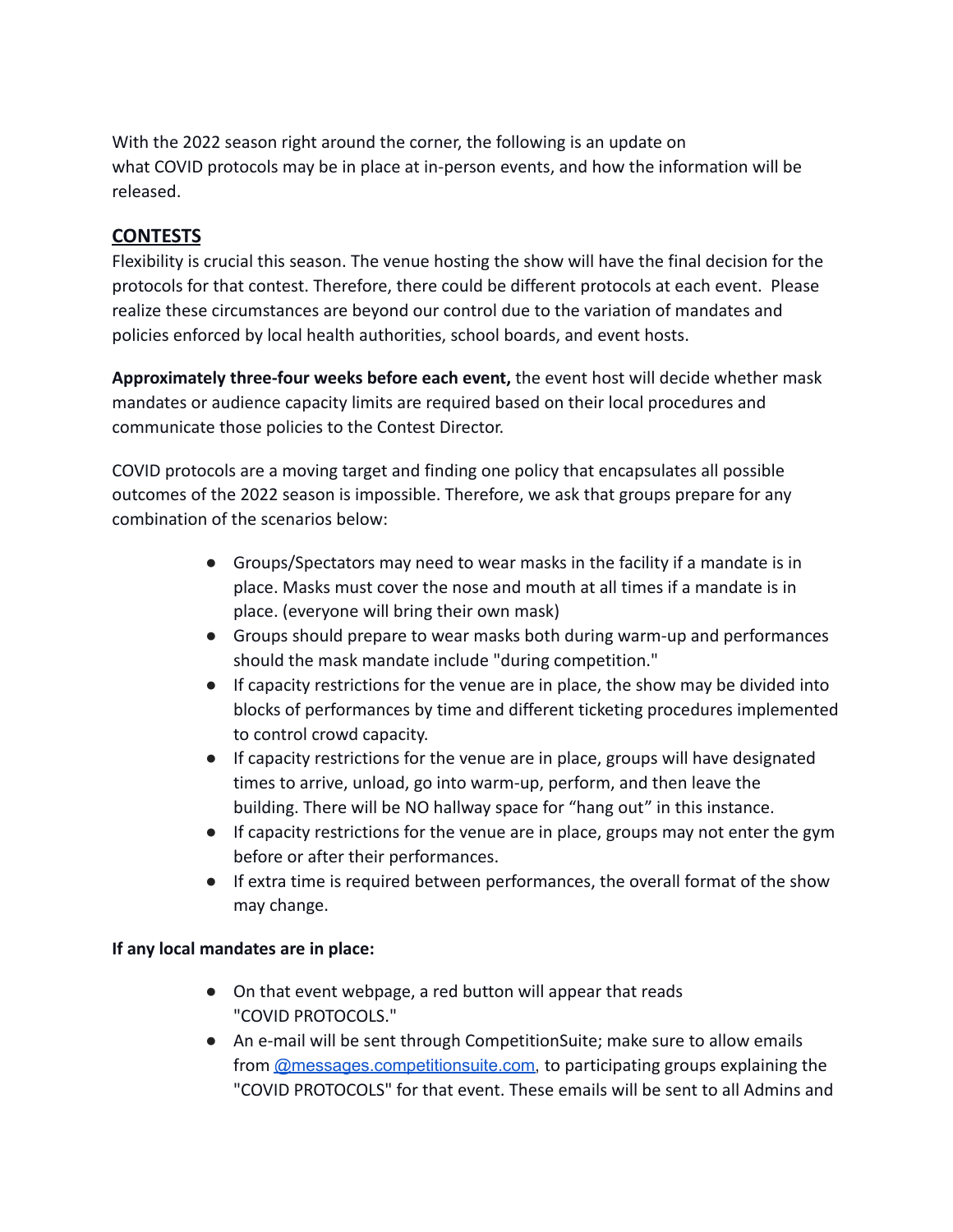With the 2022 season right around the corner, the following is an update on what COVID protocols may be in place at in-person events, and how the information will be released.

## CONTESTS

Flexibility is crucial this season. The venue hosting the show will have the final decision for the protocols for that contest. Therefore, there could be different protocols at each event. Please realize these circumstances are beyond our control due to the variation of mandates and policies enforced by local health authorities, school boards, and event hosts.

**Approximately three-four weeks before each event,** the event host will decide whether mask mandates or audience capacity limits are required based on their local procedures and communicate those policies to the Contest Director.

COVID protocols are a moving target and finding one policy that encapsulates all possible outcomes of the 2022 season is impossible. Therefore, we ask that groups prepare for any combination of the scenarios below:

- Groups/Spectators may need to wear masks in the facility if a mandate is in place. Masks must cover the nose and mouth at all times if a mandate is in place. (everyone will bring their own mask)
- Groups should prepare to wear masks both during warm-up and performances should the mask mandate include "during competition."
- If capacity restrictions for the venue are in place, the show may be divided into blocks of performances by time and different ticketing procedures implemented to control crowd capacity.
- If capacity restrictions for the venue are in place, groups will have designated times to arrive, unload, go into warm-up, perform, and then leave the building. There will be NO hallway space for "hang out" in this instance.
- If capacity restrictions for the venue are in place, groups may not enter the gym before or after their performances.
- If extra time is required between performances, the overall format of the show may change.

**If any local mandates are in place:**

- On that event webpage, a red button will appear that reads "COVID PROTOCOLS."
- An e-mail will be sent through CompetitionSuite; make sure to allow emails from @messages.competitionsuite.com, to participating groups explaining the "COVID PROTOCOLS" for that event. These emails will be sent to all Admins and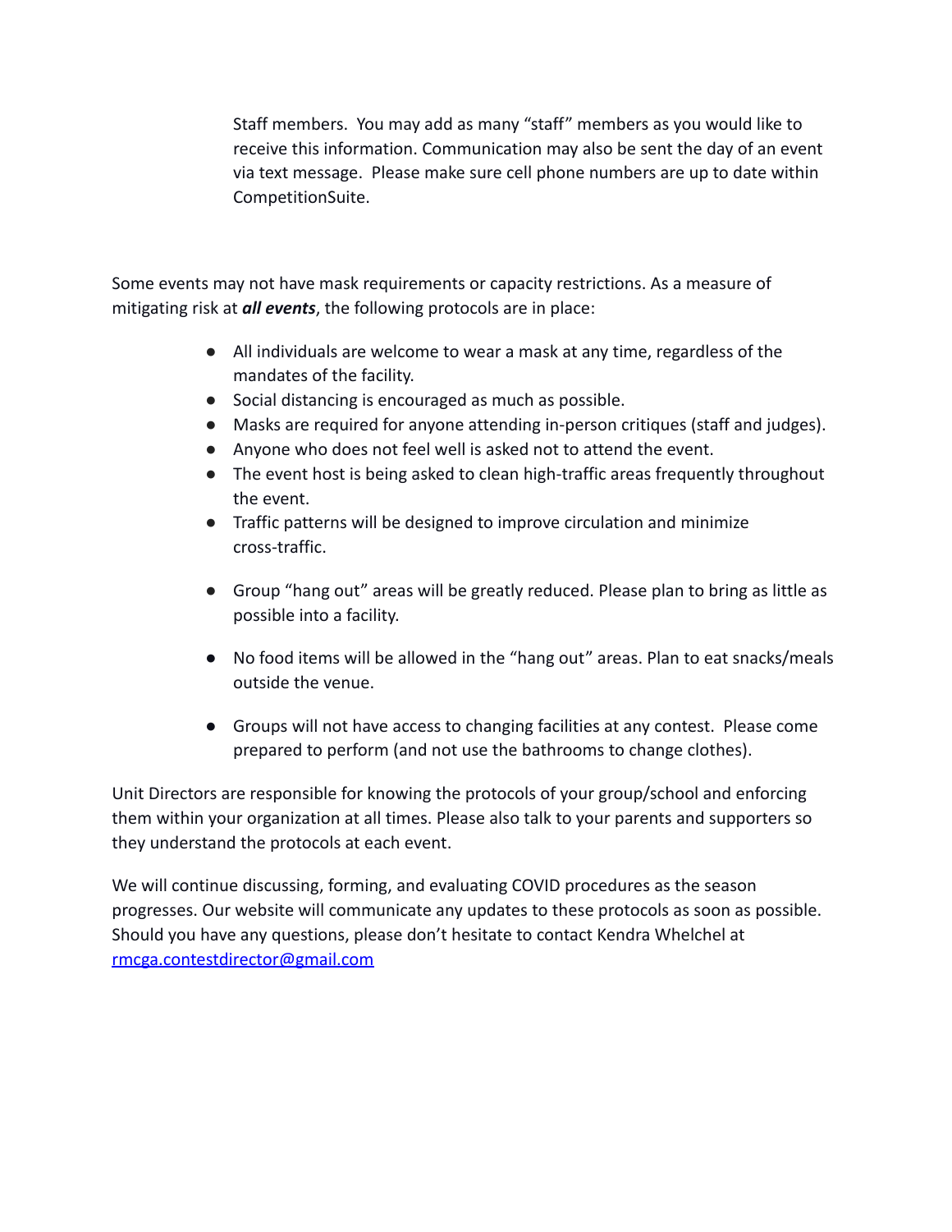Staff members. You may add as many "staff" members as you would like to receive this information. Communication may also be sent the day of an event via text message. Please make sure cell phone numbers are up to date within CompetitionSuite.

Some events may not have mask requirements or capacity restrictions. As a measure of mitigating risk at ***all events***, the following protocols are in place:

- All individuals are welcome to wear a mask at any time, regardless of the mandates of the facility.
- Social distancing is encouraged as much as possible.
- Masks are required for anyone attending in-person critiques (staff and judges).
- Anyone who does not feel well is asked not to attend the event.
- The event host is being asked to clean high-traffic areas frequently throughout the event.
- Traffic patterns will be designed to improve circulation and minimize cross-traffic.
- Group "hang out" areas will be greatly reduced. Please plan to bring as little as possible into a facility.
- No food items will be allowed in the "hang out" areas. Plan to eat snacks/meals outside the venue.
- Groups will not have access to changing facilities at any contest. Please come prepared to perform (and not use the bathrooms to change clothes).

Unit Directors are responsible for knowing the protocols of your group/school and enforcing them within your organization at all times. Please also talk to your parents and supporters so they understand the protocols at each event.

We will continue discussing, forming, and evaluating COVID procedures as the season progresses. Our website will communicate any updates to these protocols as soon as possible. Should you have any questions, please don't hesitate to contact Kendra Whelchel at [rmcga.contestdirector@gmail.com](mailto:rmcga.contestdirector@gmail.com)